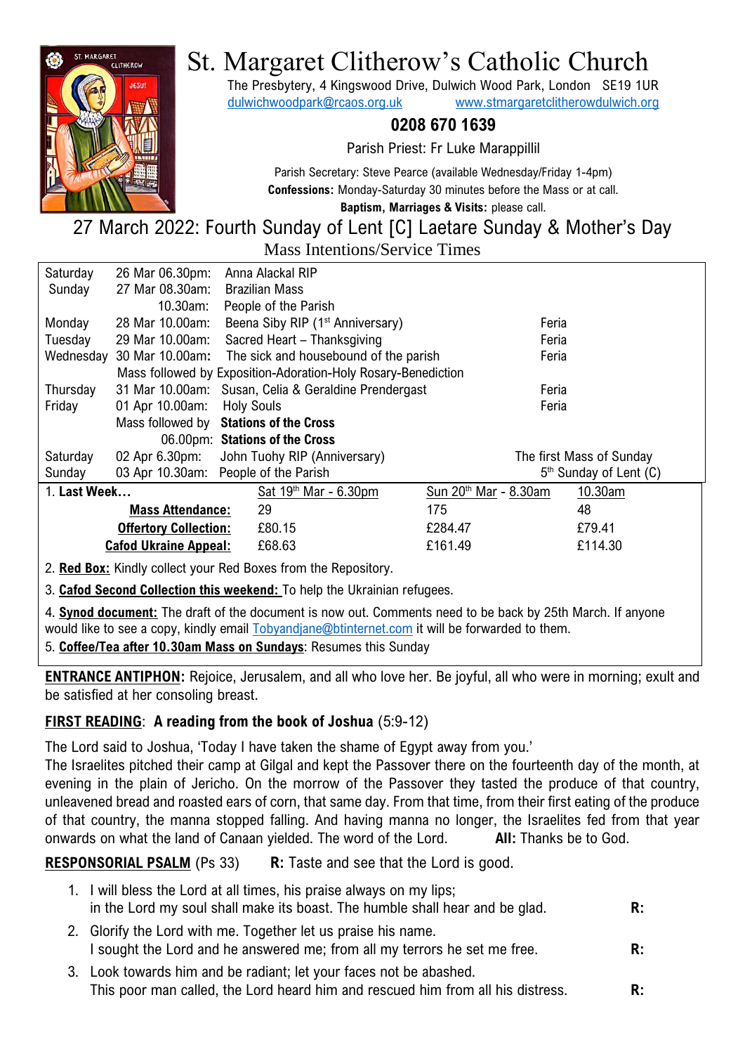# St. Margaret Clitherow's Catholic Church

The Presbytery, 4 Kingswood Drive, Dulwich Wood Park, London SE19 1UR
dulwichwoodpark@rcaos.org.uk www.stmargaretclitherowdulwich.org

**0208 670 1639**

Parish Priest: Fr Luke Marappillil

Parish Secretary: Steve Pearce (available Wednesday/Friday 1-4pm)
**Confessions:** Monday-Saturday 30 minutes before the Mass or at call.
**Baptism, Marriages & Visits:** please call.

## 27 March 2022: Fourth Sunday of Lent [C] Laetare Sunday & Mother's Day

### Mass Intentions/Service Times

| | | | |
|---|---|---|---|
| Saturday | 26 Mar 06.30pm: | Anna Alackal RIP | |
| Sunday | 27 Mar 08.30am: | Brazilian Mass | |
| | 10.30am: | People of the Parish | |
| Monday | 28 Mar 10.00am: | Beena Siby RIP (1st Anniversary) | Feria |
| Tuesday | 29 Mar 10.00am: | Sacred Heart – Thanksgiving | Feria |
| Wednesday | 30 Mar 10.00am: | The sick and housebound of the parish | Feria |
| | Mass followed by Exposition-Adoration-Holy Rosary-Benediction | | |
| Thursday | 31 Mar 10.00am: | Susan, Celia & Geraldine Prendergast | Feria |
| Friday | 01 Apr 10.00am: | Holy Souls | Feria |
| | Mass followed by | **Stations of the Cross** | |
| | 06.00pm: | **Stations of the Cross** | |
| Saturday | 02 Apr 6.30pm: | John Tuohy RIP (Anniversary) | The first Mass of Sunday |
| Sunday | 03 Apr 10.30am: | People of the Parish | 5th Sunday of Lent (C) |

1. **Last Week…**

| | Sat 19th Mar - 6.30pm | Sun 20th Mar - 8.30am | 10.30am |
|---|---|---|---|
| **Mass Attendance:** | 29 | 175 | 48 |
| **Offertory Collection:** | £80.15 | £284.47 | £79.41 |
| **Cafod Ukraine Appeal:** | £68.63 | £161.49 | £114.30 |

2. **Red Box:** Kindly collect your Red Boxes from the Repository.

3. **Cafod Second Collection this weekend:** To help the Ukrainian refugees.

4. **Synod document:** The draft of the document is now out. Comments need to be back by 25th March. If anyone would like to see a copy, kindly email Tobyandjane@btinternet.com it will be forwarded to them.

5. **Coffee/Tea after 10.30am Mass on Sundays**: Resumes this Sunday

**ENTRANCE ANTIPHON:** Rejoice, Jerusalem, and all who love her. Be joyful, all who were in morning; exult and be satisfied at her consoling breast.

**FIRST READING**: **A reading from the book of Joshua** (5:9-12)

The Lord said to Joshua, 'Today I have taken the shame of Egypt away from you.'
The Israelites pitched their camp at Gilgal and kept the Passover there on the fourteenth day of the month, at evening in the plain of Jericho. On the morrow of the Passover they tasted the produce of that country, unleavened bread and roasted ears of corn, that same day. From that time, from their first eating of the produce of that country, the manna stopped falling. And having manna no longer, the Israelites fed from that year onwards on what the land of Canaan yielded. The word of the Lord. **All:** Thanks be to God.

**RESPONSORIAL PSALM** (Ps 33) **R:** Taste and see that the Lord is good.

1. I will bless the Lord at all times, his praise always on my lips;
   in the Lord my soul shall make its boast. The humble shall hear and be glad. **R:**
2. Glorify the Lord with me. Together let us praise his name.
   I sought the Lord and he answered me; from all my terrors he set me free. **R:**
3. Look towards him and be radiant; let your faces not be abashed.
   This poor man called, the Lord heard him and rescued him from all his distress. **R:**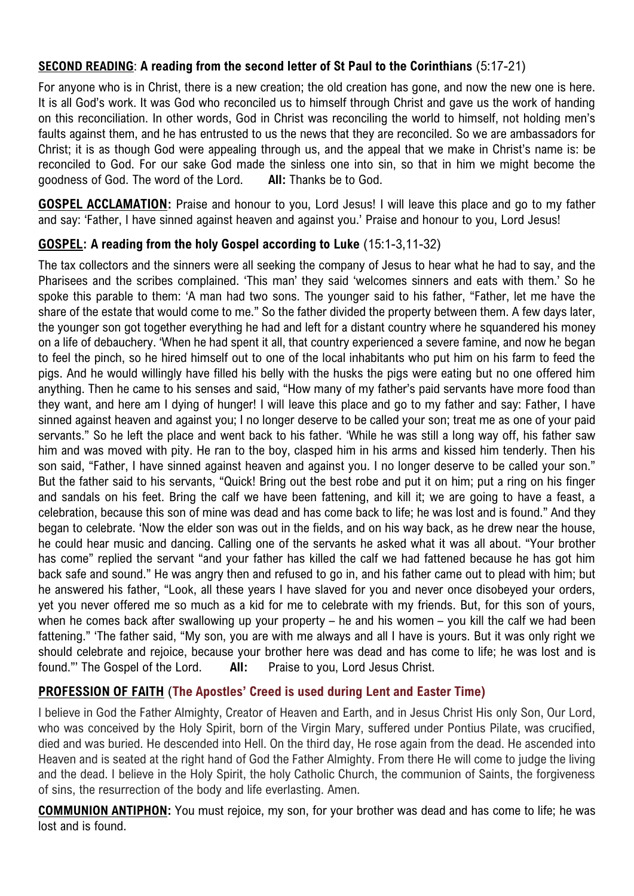**SECOND READING**: **A reading from the second letter of St Paul to the Corinthians** (5:17-21)

For anyone who is in Christ, there is a new creation; the old creation has gone, and now the new one is here. It is all God's work. It was God who reconciled us to himself through Christ and gave us the work of handing on this reconciliation. In other words, God in Christ was reconciling the world to himself, not holding men's faults against them, and he has entrusted to us the news that they are reconciled. So we are ambassadors for Christ; it is as though God were appealing through us, and the appeal that we make in Christ's name is: be reconciled to God. For our sake God made the sinless one into sin, so that in him we might become the goodness of God. The word of the Lord. **All:** Thanks be to God.

**GOSPEL ACCLAMATION:** Praise and honour to you, Lord Jesus! I will leave this place and go to my father and say: 'Father, I have sinned against heaven and against you.' Praise and honour to you, Lord Jesus!

**GOSPEL: A reading from the holy Gospel according to Luke** (15:1-3,11-32)

The tax collectors and the sinners were all seeking the company of Jesus to hear what he had to say, and the Pharisees and the scribes complained. 'This man' they said 'welcomes sinners and eats with them.' So he spoke this parable to them: 'A man had two sons. The younger said to his father, "Father, let me have the share of the estate that would come to me." So the father divided the property between them. A few days later, the younger son got together everything he had and left for a distant country where he squandered his money on a life of debauchery. 'When he had spent it all, that country experienced a severe famine, and now he began to feel the pinch, so he hired himself out to one of the local inhabitants who put him on his farm to feed the pigs. And he would willingly have filled his belly with the husks the pigs were eating but no one offered him anything. Then he came to his senses and said, "How many of my father's paid servants have more food than they want, and here am I dying of hunger! I will leave this place and go to my father and say: Father, I have sinned against heaven and against you; I no longer deserve to be called your son; treat me as one of your paid servants." So he left the place and went back to his father. 'While he was still a long way off, his father saw him and was moved with pity. He ran to the boy, clasped him in his arms and kissed him tenderly. Then his son said, "Father, I have sinned against heaven and against you. I no longer deserve to be called your son." But the father said to his servants, "Quick! Bring out the best robe and put it on him; put a ring on his finger and sandals on his feet. Bring the calf we have been fattening, and kill it; we are going to have a feast, a celebration, because this son of mine was dead and has come back to life; he was lost and is found." And they began to celebrate. 'Now the elder son was out in the fields, and on his way back, as he drew near the house, he could hear music and dancing. Calling one of the servants he asked what it was all about. "Your brother has come" replied the servant "and your father has killed the calf we had fattened because he has got him back safe and sound." He was angry then and refused to go in, and his father came out to plead with him; but he answered his father, "Look, all these years I have slaved for you and never once disobeyed your orders, yet you never offered me so much as a kid for me to celebrate with my friends. But, for this son of yours, when he comes back after swallowing up your property – he and his women – you kill the calf we had been fattening." 'The father said, "My son, you are with me always and all I have is yours. But it was only right we should celebrate and rejoice, because your brother here was dead and has come to life; he was lost and is found."' The Gospel of the Lord. **All:** Praise to you, Lord Jesus Christ.

**PROFESSION OF FAITH** (**The Apostles' Creed is used during Lent and Easter Time)**

I believe in God the Father Almighty, Creator of Heaven and Earth, and in Jesus Christ His only Son, Our Lord, who was conceived by the Holy Spirit, born of the Virgin Mary, suffered under Pontius Pilate, was crucified, died and was buried. He descended into Hell. On the third day, He rose again from the dead. He ascended into Heaven and is seated at the right hand of God the Father Almighty. From there He will come to judge the living and the dead. I believe in the Holy Spirit, the holy Catholic Church, the communion of Saints, the forgiveness of sins, the resurrection of the body and life everlasting. Amen.

**COMMUNION ANTIPHON:** You must rejoice, my son, for your brother was dead and has come to life; he was lost and is found.